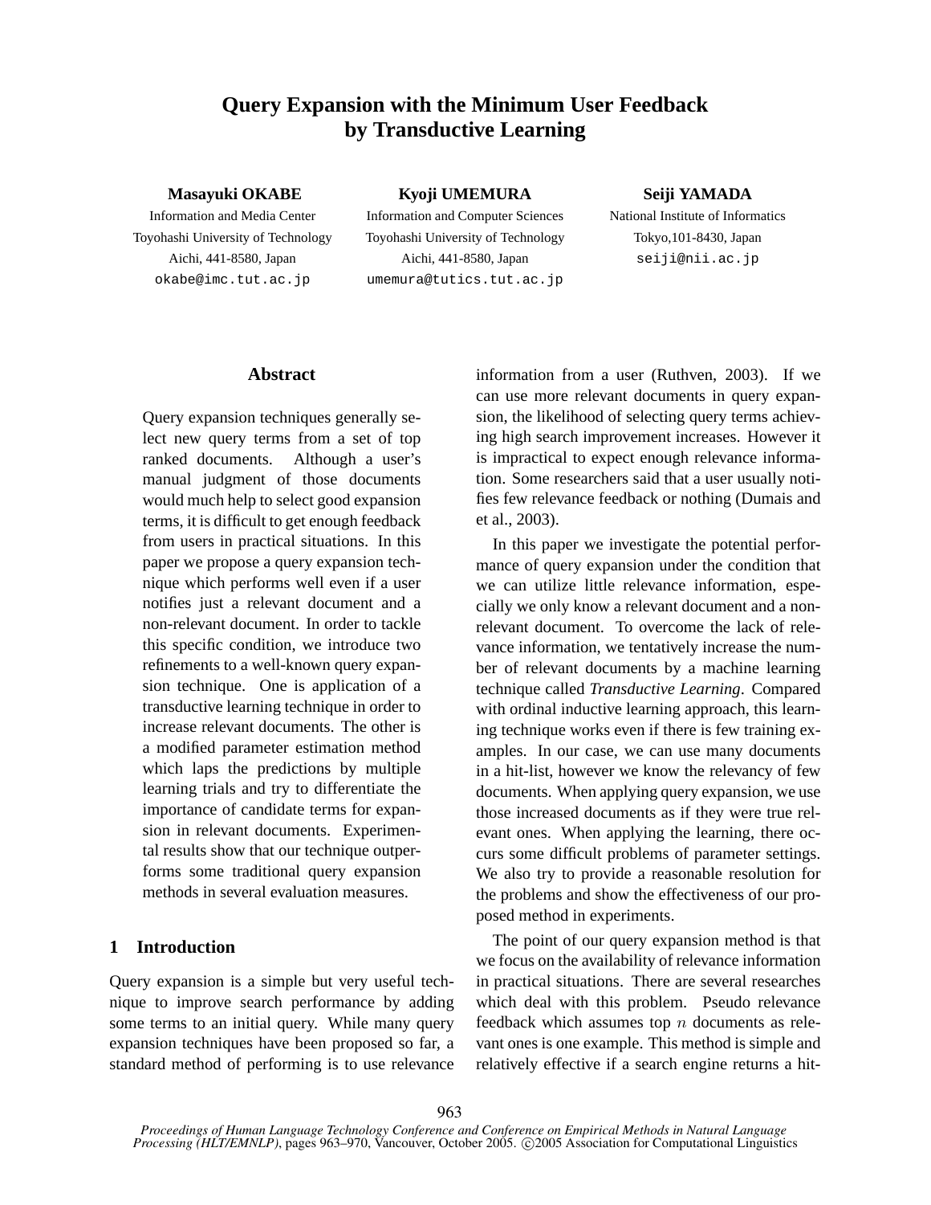# Query Expansion with the Minimum User Feedback by Transductive Learning

**Masayuki OKABE**
Information and Media Center
Toyohashi University of Technology
Aichi, 441-8580, Japan
okabe@imc.tut.ac.jp

**Kyoji UMEMURA**
Information and Computer Sciences
Toyohashi University of Technology
Aichi, 441-8580, Japan
umemura@tutics.tut.ac.jp

**Seiji YAMADA**
National Institute of Informatics
Tokyo,101-8430, Japan
seiji@nii.ac.jp

## Abstract

Query expansion techniques generally select new query terms from a set of top ranked documents. Although a user's manual judgment of those documents would much help to select good expansion terms, it is difficult to get enough feedback from users in practical situations. In this paper we propose a query expansion technique which performs well even if a user notifies just a relevant document and a non-relevant document. In order to tackle this specific condition, we introduce two refinements to a well-known query expansion technique. One is application of a transductive learning technique in order to increase relevant documents. The other is a modified parameter estimation method which laps the predictions by multiple learning trials and try to differentiate the importance of candidate terms for expansion in relevant documents. Experimental results show that our technique outperforms some traditional query expansion methods in several evaluation measures.

## 1 Introduction

Query expansion is a simple but very useful technique to improve search performance by adding some terms to an initial query. While many query expansion techniques have been proposed so far, a standard method of performing is to use relevance information from a user (Ruthven, 2003). If we can use more relevant documents in query expansion, the likelihood of selecting query terms achieving high search improvement increases. However it is impractical to expect enough relevance information. Some researchers said that a user usually notifies few relevance feedback or nothing (Dumais and et al., 2003).

In this paper we investigate the potential performance of query expansion under the condition that we can utilize little relevance information, especially we only know a relevant document and a non-relevant document. To overcome the lack of relevance information, we tentatively increase the number of relevant documents by a machine learning technique called *Transductive Learning*. Compared with ordinal inductive learning approach, this learning technique works even if there is few training examples. In our case, we can use many documents in a hit-list, however we know the relevancy of few documents. When applying query expansion, we use those increased documents as if they were true relevant ones. When applying the learning, there occurs some difficult problems of parameter settings. We also try to provide a reasonable resolution for the problems and show the effectiveness of our proposed method in experiments.

The point of our query expansion method is that we focus on the availability of relevance information in practical situations. There are several researches which deal with this problem. Pseudo relevance feedback which assumes top $n$ documents as relevant ones is one example. This method is simple and relatively effective if a search engine returns a hit-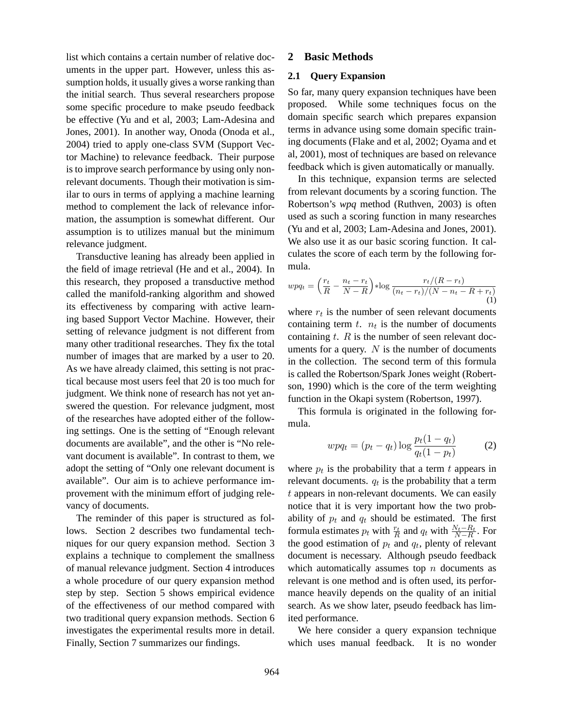list which contains a certain number of relative documents in the upper part. However, unless this assumption holds, it usually gives a worse ranking than the initial search. Thus several researchers propose some specific procedure to make pseudo feedback be effective (Yu and et al, 2003; Lam-Adesina and Jones, 2001). In another way, Onoda (Onoda et al., 2004) tried to apply one-class SVM (Support Vector Machine) to relevance feedback. Their purpose is to improve search performance by using only non-relevant documents. Though their motivation is similar to ours in terms of applying a machine learning method to complement the lack of relevance information, the assumption is somewhat different. Our assumption is to utilizes manual but the minimum relevance judgment.

Transductive leaning has already been applied in the field of image retrieval (He and et al., 2004). In this research, they proposed a transductive method called the manifold-ranking algorithm and showed its effectiveness by comparing with active learning based Support Vector Machine. However, their setting of relevance judgment is not different from many other traditional researches. They fix the total number of images that are marked by a user to 20. As we have already claimed, this setting is not practical because most users feel that 20 is too much for judgment. We think none of research has not yet answered the question. For relevance judgment, most of the researches have adopted either of the following settings. One is the setting of "Enough relevant documents are available", and the other is "No relevant document is available". In contrast to them, we adopt the setting of "Only one relevant document is available". Our aim is to achieve performance improvement with the minimum effort of judging relevancy of documents.

The reminder of this paper is structured as follows. Section 2 describes two fundamental techniques for our query expansion method. Section 3 explains a technique to complement the smallness of manual relevance judgment. Section 4 introduces a whole procedure of our query expansion method step by step. Section 5 shows empirical evidence of the effectiveness of our method compared with two traditional query expansion methods. Section 6 investigates the experimental results more in detail. Finally, Section 7 summarizes our findings.

## 2 Basic Methods

### 2.1 Query Expansion

So far, many query expansion techniques have been proposed. While some techniques focus on the domain specific search which prepares expansion terms in advance using some domain specific training documents (Flake and et al, 2002; Oyama and et al, 2001), most of techniques are based on relevance feedback which is given automatically or manually.

In this technique, expansion terms are selected from relevant documents by a scoring function. The Robertson's *wpq* method (Ruthven, 2003) is often used as such a scoring function in many researches (Yu and et al, 2003; Lam-Adesina and Jones, 2001). We also use it as our basic scoring function. It calculates the score of each term by the following formula.

$$wpq_t = \left(\frac{r_t}{R} - \frac{n_t - r_t}{N - R}\right) * \log \frac{r_t/(R - r_t)}{(n_t - r_t)/(N - n_t - R + r_t)} \quad (1)$$

where $r_t$ is the number of seen relevant documents containing term $t$. $n_t$ is the number of documents containing $t$. $R$ is the number of seen relevant documents for a query. $N$ is the number of documents in the collection. The second term of this formula is called the Robertson/Spark Jones weight (Robertson, 1990) which is the core of the term weighting function in the Okapi system (Robertson, 1997).

This formula is originated in the following formula.

$$wpq_t = (p_t - q_t) \log \frac{p_t(1 - q_t)}{q_t(1 - p_t)} \quad (2)$$

where $p_t$ is the probability that a term $t$ appears in relevant documents. $q_t$ is the probability that a term $t$ appears in non-relevant documents. We can easily notice that it is very important how the two probability of $p_t$ and $q_t$ should be estimated. The first formula estimates $p_t$ with $\frac{r_t}{R}$ and $q_t$ with $\frac{N_t - R_t}{N - R}$. For the good estimation of $p_t$ and $q_t$, plenty of relevant document is necessary. Although pseudo feedback which automatically assumes top $n$ documents as relevant is one method and is often used, its performance heavily depends on the quality of an initial search. As we show later, pseudo feedback has limited performance.

We here consider a query expansion technique which uses manual feedback. It is no wonder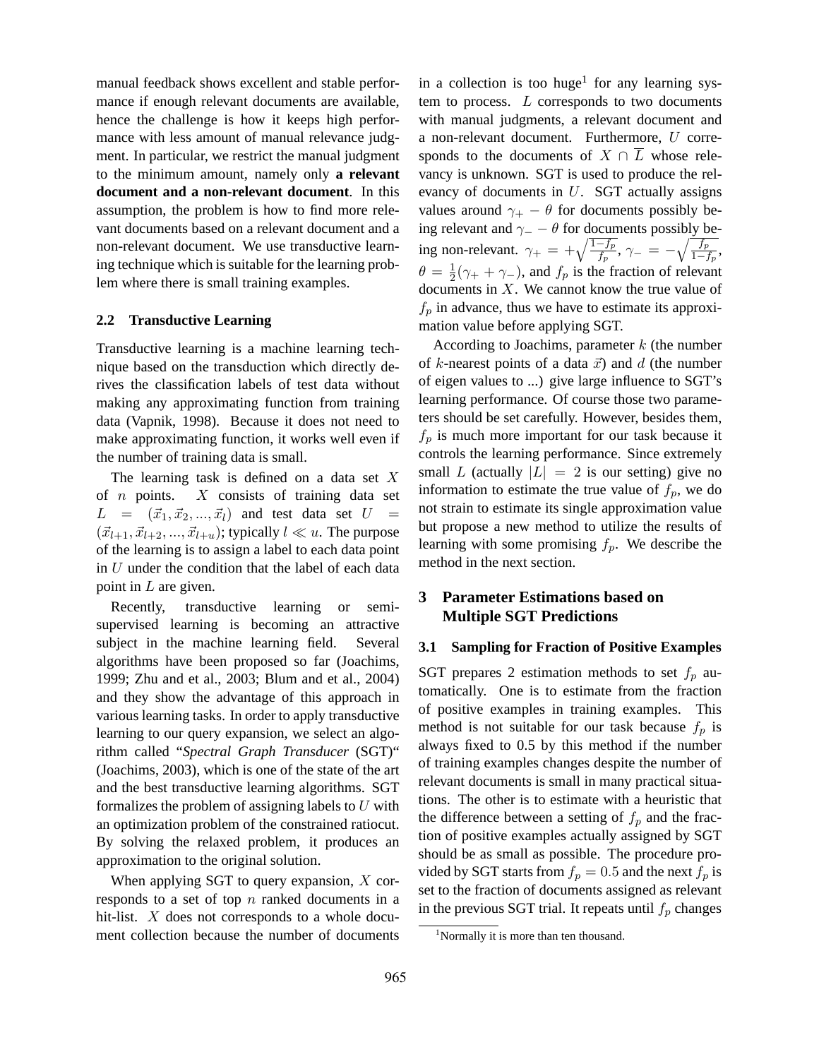manual feedback shows excellent and stable performance if enough relevant documents are available, hence the challenge is how it keeps high performance with less amount of manual relevance judgment. In particular, we restrict the manual judgment to the minimum amount, namely only **a relevant document and a non-relevant document**. In this assumption, the problem is how to find more relevant documents based on a relevant document and a non-relevant document. We use transductive learning technique which is suitable for the learning problem where there is small training examples.

### 2.2 Transductive Learning

Transductive learning is a machine learning technique based on the transduction which directly derives the classification labels of test data without making any approximating function from training data (Vapnik, 1998). Because it does not need to make approximating function, it works well even if the number of training data is small.

The learning task is defined on a data set $X$ of $n$ points. $X$ consists of training data set $L = (\vec{x}_1, \vec{x}_2, ..., \vec{x}_l)$ and test data set $U = (\vec{x}_{l+1}, \vec{x}_{l+2}, ..., \vec{x}_{l+u})$; typically $l \ll u$. The purpose of the learning is to assign a label to each data point in $U$ under the condition that the label of each data point in $L$ are given.

Recently, transductive learning or semi-supervised learning is becoming an attractive subject in the machine learning field. Several algorithms have been proposed so far (Joachims, 1999; Zhu and et al., 2003; Blum and et al., 2004) and they show the advantage of this approach in various learning tasks. In order to apply transductive learning to our query expansion, we select an algorithm called "*Spectral Graph Transducer* (SGT)" (Joachims, 2003), which is one of the state of the art and the best transductive learning algorithms. SGT formalizes the problem of assigning labels to $U$ with an optimization problem of the constrained ratiocut. By solving the relaxed problem, it produces an approximation to the original solution.

When applying SGT to query expansion, $X$ corresponds to a set of top $n$ ranked documents in a hit-list. $X$ does not corresponds to a whole document collection because the number of documents in a collection is too huge[1] for any learning system to process. $L$ corresponds to two documents with manual judgments, a relevant document and a non-relevant document. Furthermore, $U$ corresponds to the documents of $X \cap \overline{L}$ whose relevancy is unknown. SGT is used to produce the relevancy of documents in $U$. SGT actually assigns values around $\gamma_+ - \theta$ for documents possibly being relevant and $\gamma_- - \theta$ for documents possibly being non-relevant. $\gamma_+ = +\sqrt{\frac{1-f_p}{f_p}}$, $\gamma_- = -\sqrt{\frac{f_p}{1-f_p}}$, $\theta = \frac{1}{2}(\gamma_+ + \gamma_-)$, and $f_p$ is the fraction of relevant documents in $X$. We cannot know the true value of $f_p$ in advance, thus we have to estimate its approximation value before applying SGT.

According to Joachims, parameter $k$ (the number of $k$-nearest points of a data $\vec{x}$) and $d$ (the number of eigen values to ...) give large influence to SGT's learning performance. Of course those two parameters should be set carefully. However, besides them, $f_p$ is much more important for our task because it controls the learning performance. Since extremely small $L$ (actually $|L| = 2$ is our setting) give no information to estimate the true value of $f_p$, we do not strain to estimate its single approximation value but propose a new method to utilize the results of learning with some promising $f_p$. We describe the method in the next section.

## 3 Parameter Estimations based on Multiple SGT Predictions

### 3.1 Sampling for Fraction of Positive Examples

SGT prepares 2 estimation methods to set $f_p$ automatically. One is to estimate from the fraction of positive examples in training examples. This method is not suitable for our task because $f_p$ is always fixed to 0.5 by this method if the number of training examples changes despite the number of relevant documents is small in many practical situations. The other is to estimate with a heuristic that the difference between a setting of $f_p$ and the fraction of positive examples actually assigned by SGT should be as small as possible. The procedure provided by SGT starts from $f_p = 0.5$ and the next $f_p$ is set to the fraction of documents assigned as relevant in the previous SGT trial. It repeats until $f_p$ changes

[1] Normally it is more than ten thousand.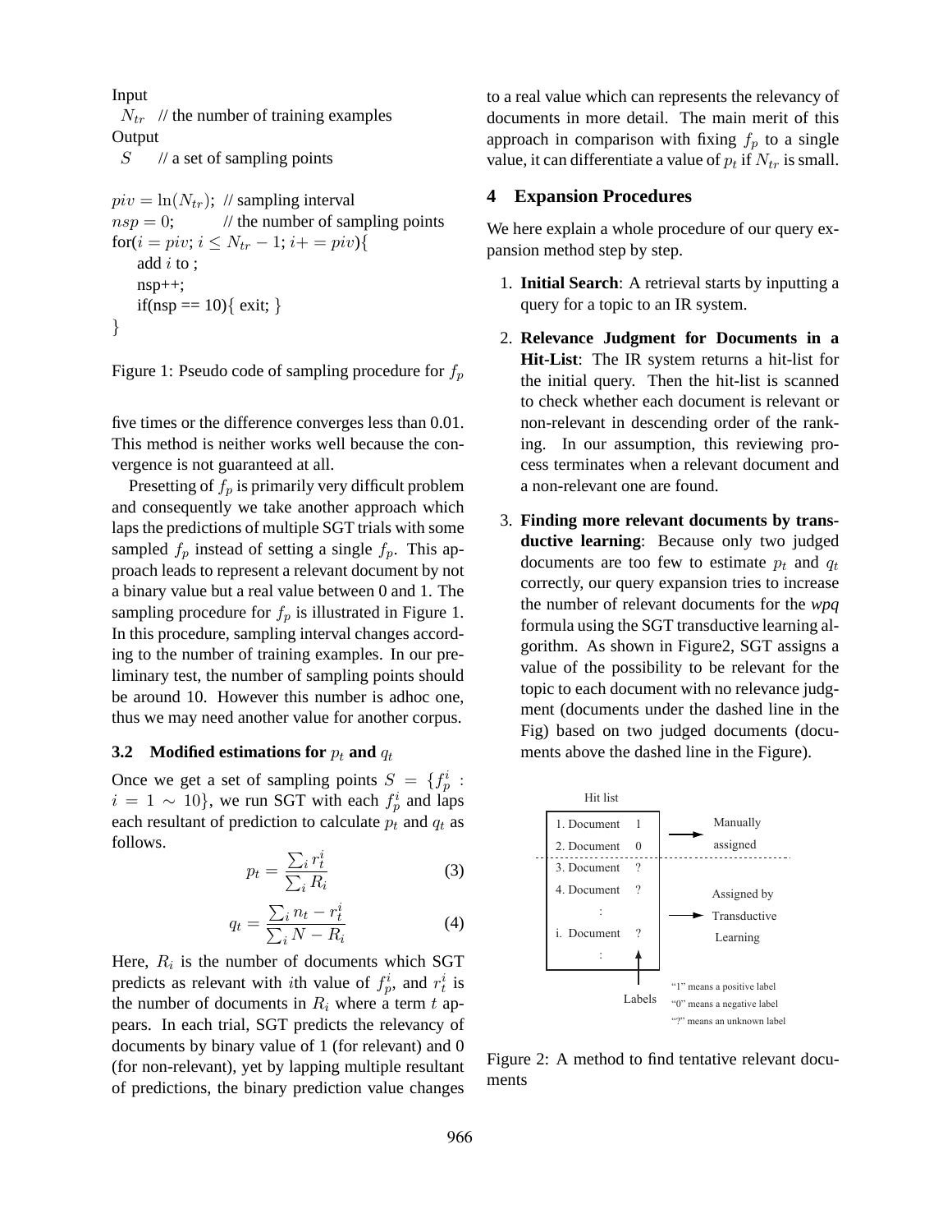```
Input
  N_tr   // the number of training examples
Output
  S      // a set of sampling points

piv = ln(N_tr);  // sampling interval
nsp = 0;         // the number of sampling points
for(i = piv; i ≤ N_tr − 1; i+ = piv){
    add i to ;
    nsp++;
    if(nsp == 10){ exit; }
}
```

Figure 1: Pseudo code of sampling procedure for $f_p$

five times or the difference converges less than 0.01. This method is neither works well because the convergence is not guaranteed at all.

Presetting of $f_p$ is primarily very difficult problem and consequently we take another approach which laps the predictions of multiple SGT trials with some sampled $f_p$ instead of setting a single $f_p$. This approach leads to represent a relevant document by not a binary value but a real value between 0 and 1. The sampling procedure for $f_p$ is illustrated in Figure 1. In this procedure, sampling interval changes according to the number of training examples. In our preliminary test, the number of sampling points should be around 10. However this number is adhoc one, thus we may need another value for another corpus.

### 3.2 Modified estimations for $p_t$ and $q_t$

Once we get a set of sampling points $S = \{f_p^i : i = 1 \sim 10\}$, we run SGT with each $f_p^i$ and laps each resultant of prediction to calculate $p_t$ and $q_t$ as follows.

$$p_t = \frac{\sum_i r_t^i}{\sum_i R_i} \tag{3}$$

$$q_t = \frac{\sum_i n_t - r_t^i}{\sum_i N - R_i} \tag{4}$$

Here, $R_i$ is the number of documents which SGT predicts as relevant with $i$th value of $f_p^i$, and $r_t^i$ is the number of documents in $R_i$ where a term $t$ appears. In each trial, SGT predicts the relevancy of documents by binary value of 1 (for relevant) and 0 (for non-relevant), yet by lapping multiple resultant of predictions, the binary prediction value changes to a real value which can represents the relevancy of documents in more detail. The main merit of this approach in comparison with fixing $f_p$ to a single value, it can differentiate a value of $p_t$ if $N_{tr}$ is small.

## 4 Expansion Procedures

We here explain a whole procedure of our query expansion method step by step.

1. **Initial Search**: A retrieval starts by inputting a query for a topic to an IR system.

2. **Relevance Judgment for Documents in a Hit-List**: The IR system returns a hit-list for the initial query. Then the hit-list is scanned to check whether each document is relevant or non-relevant in descending order of the ranking. In our assumption, this reviewing process terminates when a relevant document and a non-relevant one are found.

3. **Finding more relevant documents by transductive learning**: Because only two judged documents are too few to estimate $p_t$ and $q_t$ correctly, our query expansion tries to increase the number of relevant documents for the *wpq* formula using the SGT transductive learning algorithm. As shown in Figure2, SGT assigns a value of the possibility to be relevant for the topic to each document with no relevance judgment (documents under the dashed line in the Fig) based on two judged documents (documents above the dashed line in the Figure).

| Hit list | Label | |
|---|---|---|
| 1. Document | 1 | Manually assigned |
| 2. Document | 0 | |
| 3. Document | ? | Assigned by Transductive Learning |
| 4. Document | ? | |
| : | | |
| i. Document | ? | |
| : | | |

Labels: "1" means a positive label; "0" means a negative label; "?" means an unknown label

Figure 2: A method to find tentative relevant documents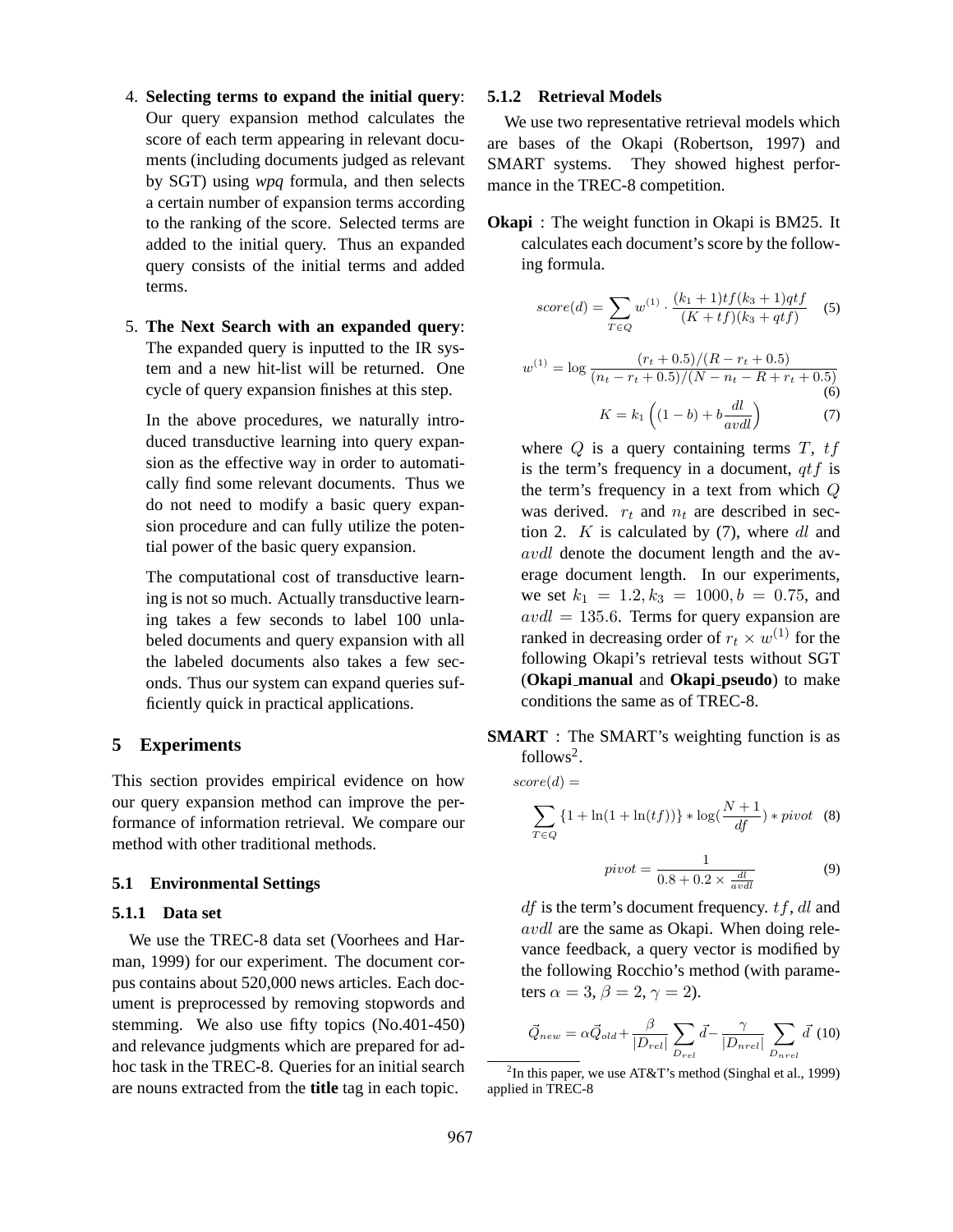4. **Selecting terms to expand the initial query**: Our query expansion method calculates the score of each term appearing in relevant documents (including documents judged as relevant by SGT) using *wpq* formula, and then selects a certain number of expansion terms according to the ranking of the score. Selected terms are added to the initial query. Thus an expanded query consists of the initial terms and added terms.

5. **The Next Search with an expanded query**: The expanded query is inputted to the IR system and a new hit-list will be returned. One cycle of query expansion finishes at this step.

   In the above procedures, we naturally introduced transductive learning into query expansion as the effective way in order to automatically find some relevant documents. Thus we do not need to modify a basic query expansion procedure and can fully utilize the potential power of the basic query expansion.

   The computational cost of transductive learning is not so much. Actually transductive learning takes a few seconds to label 100 unlabeled documents and query expansion with all the labeled documents also takes a few seconds. Thus our system can expand queries sufficiently quick in practical applications.

## 5 Experiments

This section provides empirical evidence on how our query expansion method can improve the performance of information retrieval. We compare our method with other traditional methods.

### 5.1 Environmental Settings

#### 5.1.1 Data set

We use the TREC-8 data set (Voorhees and Harman, 1999) for our experiment. The document corpus contains about 520,000 news articles. Each document is preprocessed by removing stopwords and stemming. We also use fifty topics (No.401-450) and relevance judgments which are prepared for adhoc task in the TREC-8. Queries for an initial search are nouns extracted from the **title** tag in each topic.

#### 5.1.2 Retrieval Models

We use two representative retrieval models which are bases of the Okapi (Robertson, 1997) and SMART systems. They showed highest performance in the TREC-8 competition.

**Okapi** : The weight function in Okapi is BM25. It calculates each document's score by the following formula.

$$score(d) = \sum_{T \in Q} w^{(1)} \cdot \frac{(k_1 + 1)tf(k_3 + 1)qtf}{(K + tf)(k_3 + qtf)} \quad (5)$$

$$w^{(1)} = \log \frac{(r_t + 0.5)/(R - r_t + 0.5)}{(n_t - r_t + 0.5)/(N - n_t - R + r_t + 0.5)} \quad (6)$$

$$K = k_1 \left( (1 - b) + b \frac{dl}{avdl} \right) \quad (7)$$

where $Q$ is a query containing terms $T$, $tf$ is the term's frequency in a document, $qtf$ is the term's frequency in a text from which $Q$ was derived. $r_t$ and $n_t$ are described in section 2. $K$ is calculated by (7), where $dl$ and $avdl$ denote the document length and the average document length. In our experiments, we set $k_1 = 1.2, k_3 = 1000, b = 0.75$, and $avdl = 135.6$. Terms for query expansion are ranked in decreasing order of $r_t \times w^{(1)}$ for the following Okapi's retrieval tests without SGT (**Okapi_manual** and **Okapi_pseudo**) to make conditions the same as of TREC-8.

**SMART** : The SMART's weighting function is as follows[2].

$$score(d) = \sum_{T \in Q} \{1 + \ln(1 + \ln(tf))\} * \log(\frac{N+1}{df}) * pivot \quad (8)$$

$$pivot = \frac{1}{0.8 + 0.2 \times \frac{dl}{avdl}} \quad (9)$$

$df$ is the term's document frequency. $tf$, $dl$ and $avdl$ are the same as Okapi. When doing relevance feedback, a query vector is modified by the following Rocchio's method (with parameters $\alpha = 3, \beta = 2, \gamma = 2$).

$$\vec{Q}_{new} = \alpha \vec{Q}_{old} + \frac{\beta}{|D_{rel}|} \sum_{D_{rel}} \vec{d} - \frac{\gamma}{|D_{nrel}|} \sum_{D_{nrel}} \vec{d} \quad (10)$$

[2] In this paper, we use AT&T's method (Singhal et al., 1999) applied in TREC-8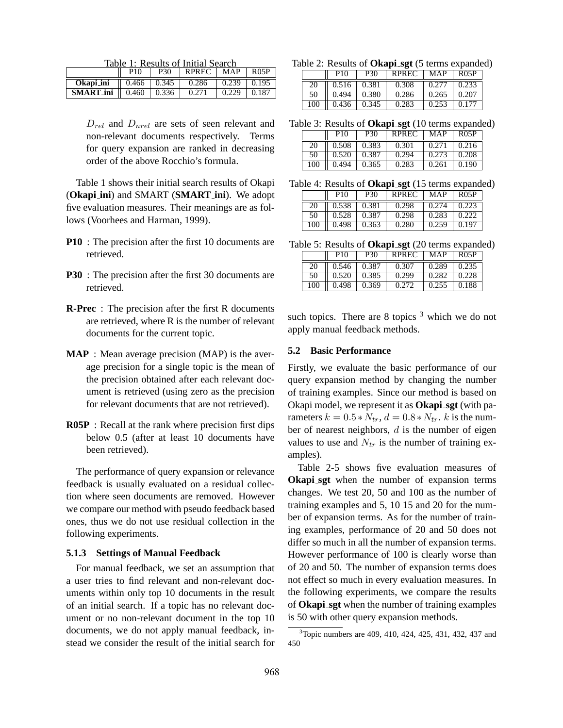Table 1: Results of Initial Search

| | P10 | P30 | RPREC | MAP | R05P |
|---|---|---|---|---|---|
| **Okapi_ini** | 0.466 | 0.345 | 0.286 | 0.239 | 0.195 |
| **SMART_ini** | 0.460 | 0.336 | 0.271 | 0.229 | 0.187 |

$D_{rel}$ and $D_{nrel}$ are sets of seen relevant and non-relevant documents respectively. Terms for query expansion are ranked in decreasing order of the above Rocchio's formula.

Table 1 shows their initial search results of Okapi (**Okapi_ini**) and SMART (**SMART_ini**). We adopt five evaluation measures. Their meanings are as follows (Voorhees and Harman, 1999).

**P10** : The precision after the first 10 documents are retrieved.

**P30** : The precision after the first 30 documents are retrieved.

**R-Prec** : The precision after the first R documents are retrieved, where R is the number of relevant documents for the current topic.

**MAP** : Mean average precision (MAP) is the average precision for a single topic is the mean of the precision obtained after each relevant document is retrieved (using zero as the precision for relevant documents that are not retrieved).

**R05P** : Recall at the rank where precision first dips below 0.5 (after at least 10 documents have been retrieved).

The performance of query expansion or relevance feedback is usually evaluated on a residual collection where seen documents are removed. However we compare our method with pseudo feedback based ones, thus we do not use residual collection in the following experiments.

#### 5.1.3 Settings of Manual Feedback

For manual feedback, we set an assumption that a user tries to find relevant and non-relevant documents within only top 10 documents in the result of an initial search. If a topic has no relevant document or no non-relevant document in the top 10 documents, we do not apply manual feedback, instead we consider the result of the initial search for such topics. There are 8 topics [3] which we do not apply manual feedback methods.

Table 2: Results of **Okapi_sgt** (5 terms expanded)

| | P10 | P30 | RPREC | MAP | R05P |
|---|---|---|---|---|---|
| 20 | 0.516 | 0.381 | 0.308 | 0.277 | 0.233 |
| 50 | 0.494 | 0.380 | 0.286 | 0.265 | 0.207 |
| 100 | 0.436 | 0.345 | 0.283 | 0.253 | 0.177 |

Table 3: Results of **Okapi_sgt** (10 terms expanded)

| | P10 | P30 | RPREC | MAP | R05P |
|---|---|---|---|---|---|
| 20 | 0.508 | 0.383 | 0.301 | 0.271 | 0.216 |
| 50 | 0.520 | 0.387 | 0.294 | 0.273 | 0.208 |
| 100 | 0.494 | 0.365 | 0.283 | 0.261 | 0.190 |

Table 4: Results of **Okapi_sgt** (15 terms expanded)

| | P10 | P30 | RPREC | MAP | R05P |
|---|---|---|---|---|---|
| 20 | 0.538 | 0.381 | 0.298 | 0.274 | 0.223 |
| 50 | 0.528 | 0.387 | 0.298 | 0.283 | 0.222 |
| 100 | 0.498 | 0.363 | 0.280 | 0.259 | 0.197 |

Table 5: Results of **Okapi_sgt** (20 terms expanded)

| | P10 | P30 | RPREC | MAP | R05P |
|---|---|---|---|---|---|
| 20 | 0.546 | 0.387 | 0.307 | 0.289 | 0.235 |
| 50 | 0.520 | 0.385 | 0.299 | 0.282 | 0.228 |
| 100 | 0.498 | 0.369 | 0.272 | 0.255 | 0.188 |

### 5.2 Basic Performance

Firstly, we evaluate the basic performance of our query expansion method by changing the number of training examples. Since our method is based on Okapi model, we represent it as **Okapi_sgt** (with parameters $k = 0.5 * N_{tr}$, $d = 0.8 * N_{tr}$. $k$ is the number of nearest neighbors, $d$ is the number of eigen values to use and $N_{tr}$ is the number of training examples).

Table 2-5 shows five evaluation measures of **Okapi_sgt** when the number of expansion terms changes. We test 20, 50 and 100 as the number of training examples and 5, 10 15 and 20 for the number of expansion terms. As for the number of training examples, performance of 20 and 50 does not differ so much in all the number of expansion terms. However performance of 100 is clearly worse than of 20 and 50. The number of expansion terms does not effect so much in every evaluation measures. In the following experiments, we compare the results of **Okapi_sgt** when the number of training examples is 50 with other query expansion methods.

[3] Topic numbers are 409, 410, 424, 425, 431, 432, 437 and 450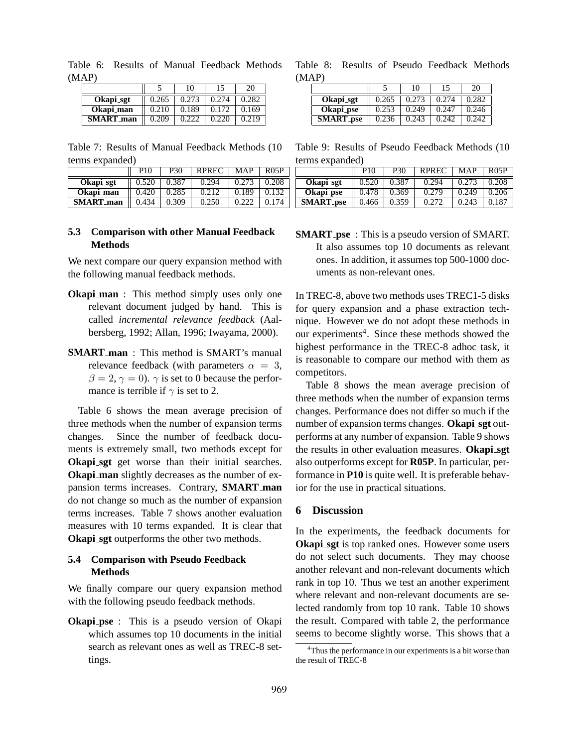Table 6: Results of Manual Feedback Methods (MAP)

| | 5 | 10 | 15 | 20 |
|---|---|---|---|---|
| **Okapi_sgt** | 0.265 | 0.273 | 0.274 | 0.282 |
| **Okapi_man** | 0.210 | 0.189 | 0.172 | 0.169 |
| **SMART_man** | 0.209 | 0.222 | 0.220 | 0.219 |

Table 7: Results of Manual Feedback Methods (10 terms expanded)

| | P10 | P30 | RPREC | MAP | R05P |
|---|---|---|---|---|---|
| **Okapi_sgt** | 0.520 | 0.387 | 0.294 | 0.273 | 0.208 |
| **Okapi_man** | 0.420 | 0.285 | 0.212 | 0.189 | 0.132 |
| **SMART_man** | 0.434 | 0.309 | 0.250 | 0.222 | 0.174 |

### 5.3 Comparison with other Manual Feedback Methods

We next compare our query expansion method with the following manual feedback methods.

**Okapi_man** : This method simply uses only one relevant document judged by hand. This is called *incremental relevance feedback* (Aalbersberg, 1992; Allan, 1996; Iwayama, 2000).

**SMART_man** : This method is SMART's manual relevance feedback (with parameters $\alpha = 3$, $\beta = 2, \gamma = 0$). $\gamma$ is set to 0 because the performance is terrible if $\gamma$ is set to 2.

Table 6 shows the mean average precision of three methods when the number of expansion terms changes. Since the number of feedback documents is extremely small, two methods except for **Okapi_sgt** get worse than their initial searches. **Okapi_man** slightly decreases as the number of expansion terms increases. Contrary, **SMART_man** do not change so much as the number of expansion terms increases. Table 7 shows another evaluation measures with 10 terms expanded. It is clear that **Okapi_sgt** outperforms the other two methods.

### 5.4 Comparison with Pseudo Feedback Methods

We finally compare our query expansion method with the following pseudo feedback methods.

**Okapi_pse** : This is a pseudo version of Okapi which assumes top 10 documents in the initial search as relevant ones as well as TREC-8 settings.

Table 8: Results of Pseudo Feedback Methods (MAP)

| | 5 | 10 | 15 | 20 |
|---|---|---|---|---|
| **Okapi_sgt** | 0.265 | 0.273 | 0.274 | 0.282 |
| **Okapi_pse** | 0.253 | 0.249 | 0.247 | 0.246 |
| **SMART_pse** | 0.236 | 0.243 | 0.242 | 0.242 |

Table 9: Results of Pseudo Feedback Methods (10 terms expanded)

| | P10 | P30 | RPREC | MAP | R05P |
|---|---|---|---|---|---|
| **Okapi_sgt** | 0.520 | 0.387 | 0.294 | 0.273 | 0.208 |
| **Okapi_pse** | 0.478 | 0.369 | 0.279 | 0.249 | 0.206 |
| **SMART_pse** | 0.466 | 0.359 | 0.272 | 0.243 | 0.187 |

**SMART_pse** : This is a pseudo version of SMART. It also assumes top 10 documents as relevant ones. In addition, it assumes top 500-1000 documents as non-relevant ones.

In TREC-8, above two methods uses TREC1-5 disks for query expansion and a phase extraction technique. However we do not adopt these methods in our experiments[4]. Since these methods showed the highest performance in the TREC-8 adhoc task, it is reasonable to compare our method with them as competitors.

Table 8 shows the mean average precision of three methods when the number of expansion terms changes. Performance does not differ so much if the number of expansion terms changes. **Okapi_sgt** outperforms at any number of expansion. Table 9 shows the results in other evaluation measures. **Okapi_sgt** also outperforms except for **R05P**. In particular, performance in **P10** is quite well. It is preferable behavior for the use in practical situations.

## 6 Discussion

In the experiments, the feedback documents for **Okapi_sgt** is top ranked ones. However some users do not select such documents. They may choose another relevant and non-relevant documents which rank in top 10. Thus we test an another experiment where relevant and non-relevant documents are selected randomly from top 10 rank. Table 10 shows the result. Compared with table 2, the performance seems to become slightly worse. This shows that a

[4]Thus the performance in our experiments is a bit worse than the result of TREC-8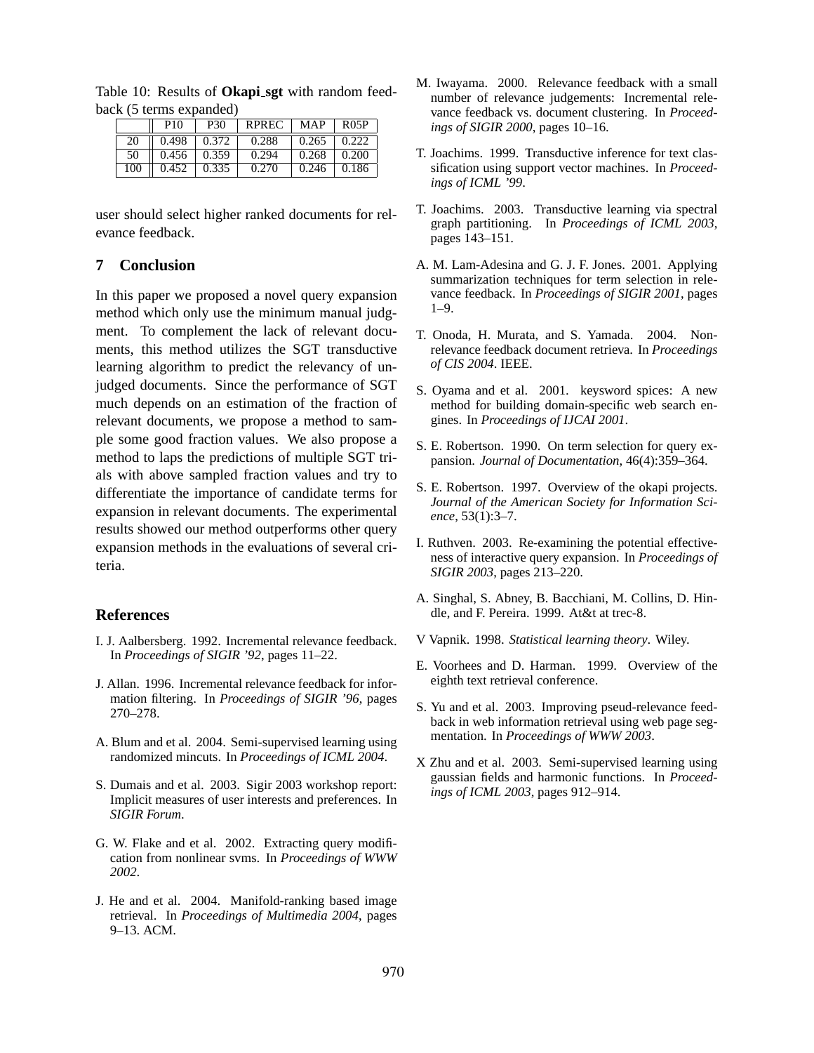Table 10: Results of **Okapi_sgt** with random feedback (5 terms expanded)

| | P10 | P30 | RPREC | MAP | R05P |
|---|---|---|---|---|---|
| 20 | 0.498 | 0.372 | 0.288 | 0.265 | 0.222 |
| 50 | 0.456 | 0.359 | 0.294 | 0.268 | 0.200 |
| 100 | 0.452 | 0.335 | 0.270 | 0.246 | 0.186 |

user should select higher ranked documents for relevance feedback.

## 7 Conclusion

In this paper we proposed a novel query expansion method which only use the minimum manual judgment. To complement the lack of relevant documents, this method utilizes the SGT transductive learning algorithm to predict the relevancy of unjudged documents. Since the performance of SGT much depends on an estimation of the fraction of relevant documents, we propose a method to sample some good fraction values. We also propose a method to laps the predictions of multiple SGT trials with above sampled fraction values and try to differentiate the importance of candidate terms for expansion in relevant documents. The experimental results showed our method outperforms other query expansion methods in the evaluations of several criteria.

## References

I. J. Aalbersberg. 1992. Incremental relevance feedback. In *Proceedings of SIGIR '92*, pages 11–22.

J. Allan. 1996. Incremental relevance feedback for information filtering. In *Proceedings of SIGIR '96*, pages 270–278.

A. Blum and et al. 2004. Semi-supervised learning using randomized mincuts. In *Proceedings of ICML 2004*.

S. Dumais and et al. 2003. Sigir 2003 workshop report: Implicit measures of user interests and preferences. In *SIGIR Forum*.

G. W. Flake and et al. 2002. Extracting query modification from nonlinear svms. In *Proceedings of WWW 2002*.

J. He and et al. 2004. Manifold-ranking based image retrieval. In *Proceedings of Multimedia 2004*, pages 9–13. ACM.

M. Iwayama. 2000. Relevance feedback with a small number of relevance judgements: Incremental relevance feedback vs. document clustering. In *Proceedings of SIGIR 2000*, pages 10–16.

T. Joachims. 1999. Transductive inference for text classification using support vector machines. In *Proceedings of ICML '99*.

T. Joachims. 2003. Transductive learning via spectral graph partitioning. In *Proceedings of ICML 2003*, pages 143–151.

A. M. Lam-Adesina and G. J. F. Jones. 2001. Applying summarization techniques for term selection in relevance feedback. In *Proceedings of SIGIR 2001*, pages 1–9.

T. Onoda, H. Murata, and S. Yamada. 2004. Non-relevance feedback document retrieva. In *Proceedings of CIS 2004*. IEEE.

S. Oyama and et al. 2001. keysword spices: A new method for building domain-specific web search engines. In *Proceedings of IJCAI 2001*.

S. E. Robertson. 1990. On term selection for query expansion. *Journal of Documentation*, 46(4):359–364.

S. E. Robertson. 1997. Overview of the okapi projects. *Journal of the American Society for Information Science*, 53(1):3–7.

I. Ruthven. 2003. Re-examining the potential effectiveness of interactive query expansion. In *Proceedings of SIGIR 2003*, pages 213–220.

A. Singhal, S. Abney, B. Bacchiani, M. Collins, D. Hindle, and F. Pereira. 1999. At&t at trec-8.

V Vapnik. 1998. *Statistical learning theory*. Wiley.

E. Voorhees and D. Harman. 1999. Overview of the eighth text retrieval conference.

S. Yu and et al. 2003. Improving pseud-relevance feedback in web information retrieval using web page segmentation. In *Proceedings of WWW 2003*.

X Zhu and et al. 2003. Semi-supervised learning using gaussian fields and harmonic functions. In *Proceedings of ICML 2003*, pages 912–914.